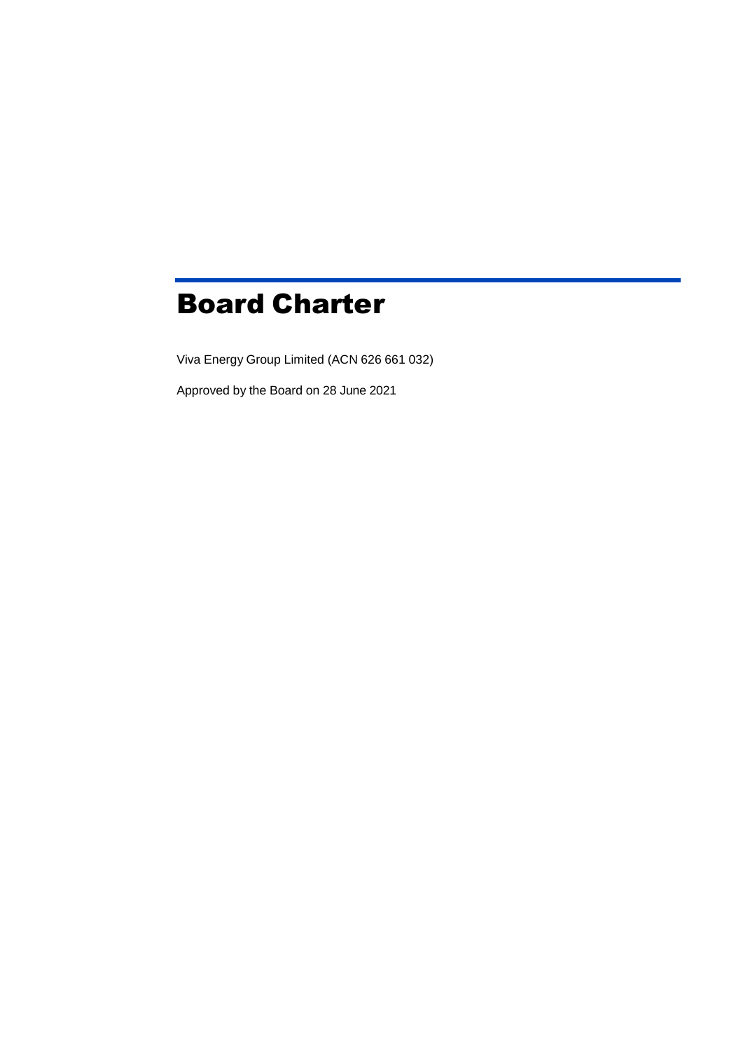# Board Charter

Viva Energy Group Limited (ACN 626 661 032)

Approved by the Board on 28 June 2021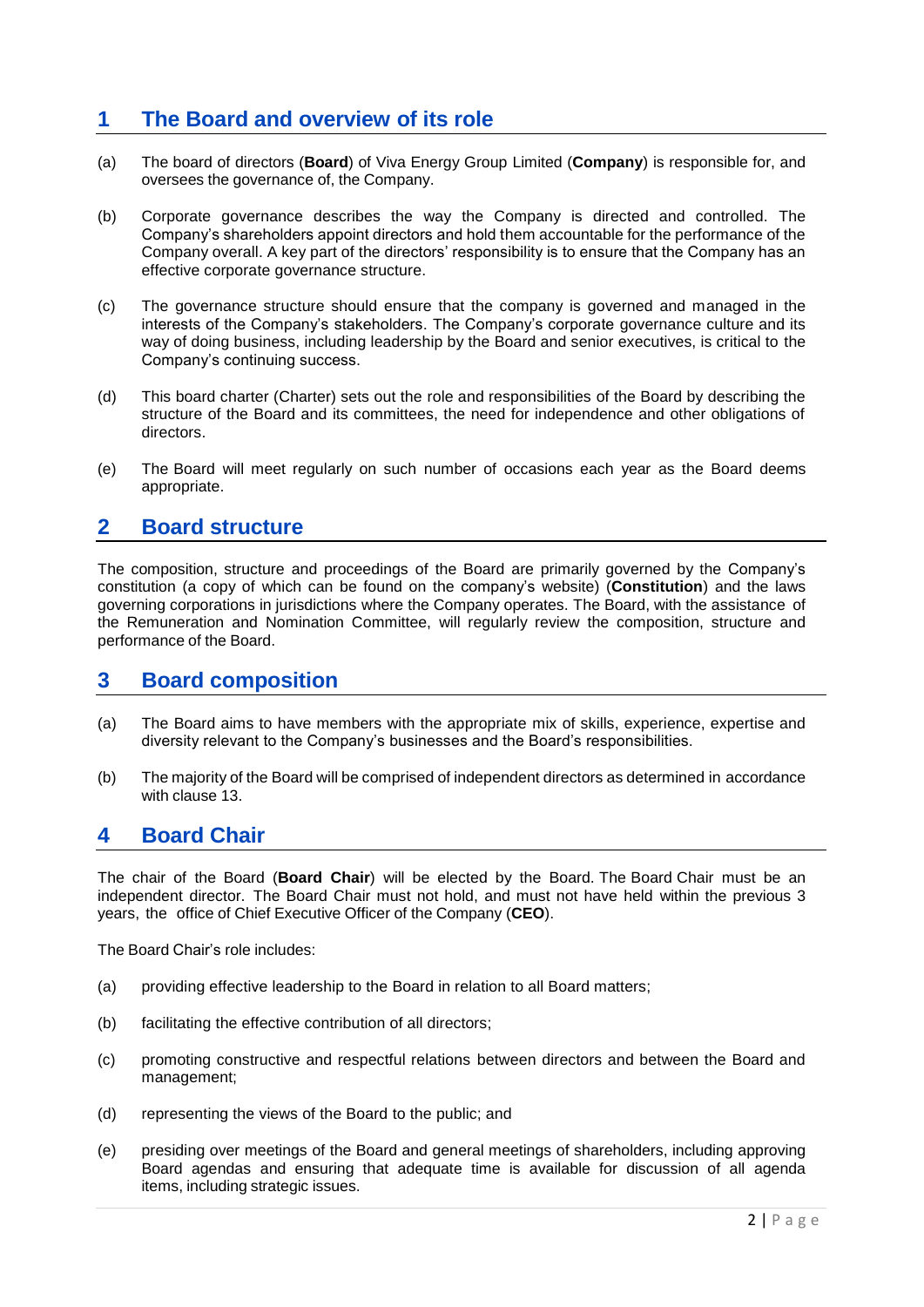## 1 The Board and overview of its role

(a) The board of directors (**Board**) of Viva Energy Group Limited (**Company**) is responsible for, and oversees the governance of, the Company.

(b) Corporate governance describes the way the Company is directed and controlled. The Company's shareholders appoint directors and hold them accountable for the performance of the Company overall. A key part of the directors' responsibility is to ensure that the Company has an effective corporate governance structure.

(c) The governance structure should ensure that the company is governed and managed in the interests of the Company's stakeholders. The Company's corporate governance culture and its way of doing business, including leadership by the Board and senior executives, is critical to the Company's continuing success.

(d) This board charter (Charter) sets out the role and responsibilities of the Board by describing the structure of the Board and its committees, the need for independence and other obligations of directors.

(e) The Board will meet regularly on such number of occasions each year as the Board deems appropriate.

## 2 Board structure

The composition, structure and proceedings of the Board are primarily governed by the Company's constitution (a copy of which can be found on the company's website) (**Constitution**) and the laws governing corporations in jurisdictions where the Company operates. The Board, with the assistance of the Remuneration and Nomination Committee, will regularly review the composition, structure and performance of the Board.

## 3 Board composition

(a) The Board aims to have members with the appropriate mix of skills, experience, expertise and diversity relevant to the Company's businesses and the Board's responsibilities.

(b) The majority of the Board will be comprised of independent directors as determined in accordance with clause 13.

## 4 Board Chair

The chair of the Board (**Board Chair**) will be elected by the Board. The Board Chair must be an independent director. The Board Chair must not hold, and must not have held within the previous 3 years, the office of Chief Executive Officer of the Company (**CEO**).

The Board Chair's role includes:

(a) providing effective leadership to the Board in relation to all Board matters;

(b) facilitating the effective contribution of all directors;

(c) promoting constructive and respectful relations between directors and between the Board and management;

(d) representing the views of the Board to the public; and

(e) presiding over meetings of the Board and general meetings of shareholders, including approving Board agendas and ensuring that adequate time is available for discussion of all agenda items, including strategic issues.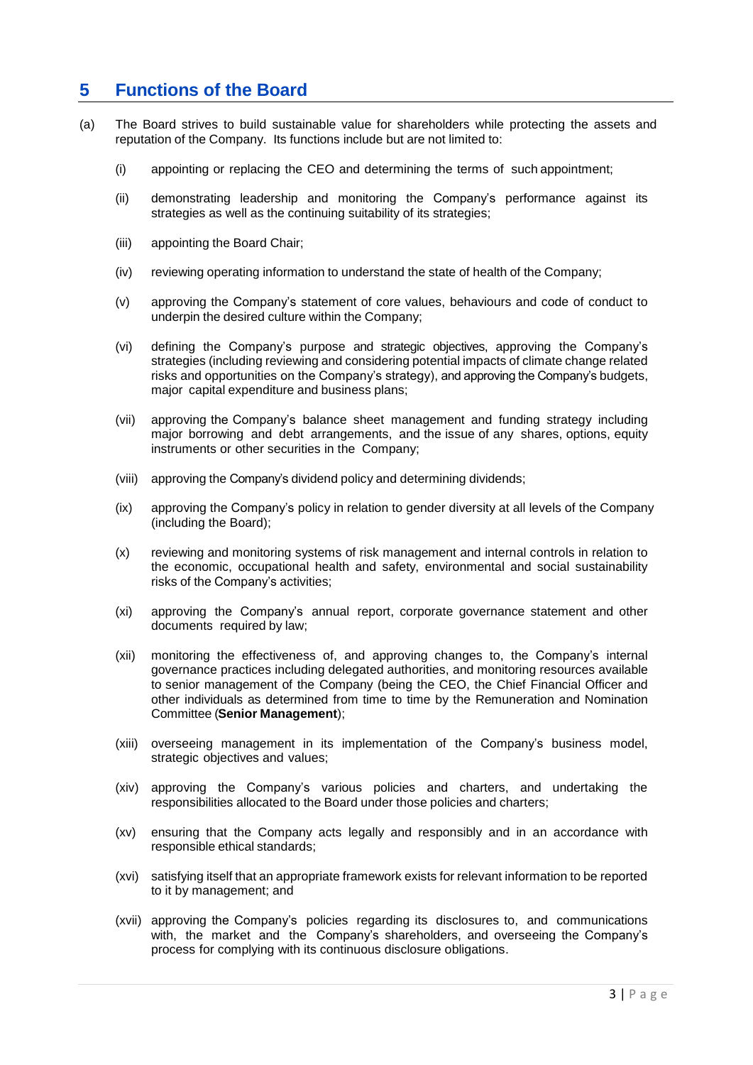# 5 Functions of the Board

(a) The Board strives to build sustainable value for shareholders while protecting the assets and reputation of the Company. Its functions include but are not limited to:

- (i) appointing or replacing the CEO and determining the terms of such appointment;
- (ii) demonstrating leadership and monitoring the Company's performance against its strategies as well as the continuing suitability of its strategies;
- (iii) appointing the Board Chair;
- (iv) reviewing operating information to understand the state of health of the Company;
- (v) approving the Company's statement of core values, behaviours and code of conduct to underpin the desired culture within the Company;
- (vi) defining the Company's purpose and strategic objectives, approving the Company's strategies (including reviewing and considering potential impacts of climate change related risks and opportunities on the Company's strategy), and approving the Company's budgets, major capital expenditure and business plans;
- (vii) approving the Company's balance sheet management and funding strategy including major borrowing and debt arrangements, and the issue of any shares, options, equity instruments or other securities in the Company;
- (viii) approving the Company's dividend policy and determining dividends;
- (ix) approving the Company's policy in relation to gender diversity at all levels of the Company (including the Board);
- (x) reviewing and monitoring systems of risk management and internal controls in relation to the economic, occupational health and safety, environmental and social sustainability risks of the Company's activities;
- (xi) approving the Company's annual report, corporate governance statement and other documents required by law;
- (xii) monitoring the effectiveness of, and approving changes to, the Company's internal governance practices including delegated authorities, and monitoring resources available to senior management of the Company (being the CEO, the Chief Financial Officer and other individuals as determined from time to time by the Remuneration and Nomination Committee (**Senior Management**);
- (xiii) overseeing management in its implementation of the Company's business model, strategic objectives and values;
- (xiv) approving the Company's various policies and charters, and undertaking the responsibilities allocated to the Board under those policies and charters;
- (xv) ensuring that the Company acts legally and responsibly and in an accordance with responsible ethical standards;
- (xvi) satisfying itself that an appropriate framework exists for relevant information to be reported to it by management; and
- (xvii) approving the Company's policies regarding its disclosures to, and communications with, the market and the Company's shareholders, and overseeing the Company's process for complying with its continuous disclosure obligations.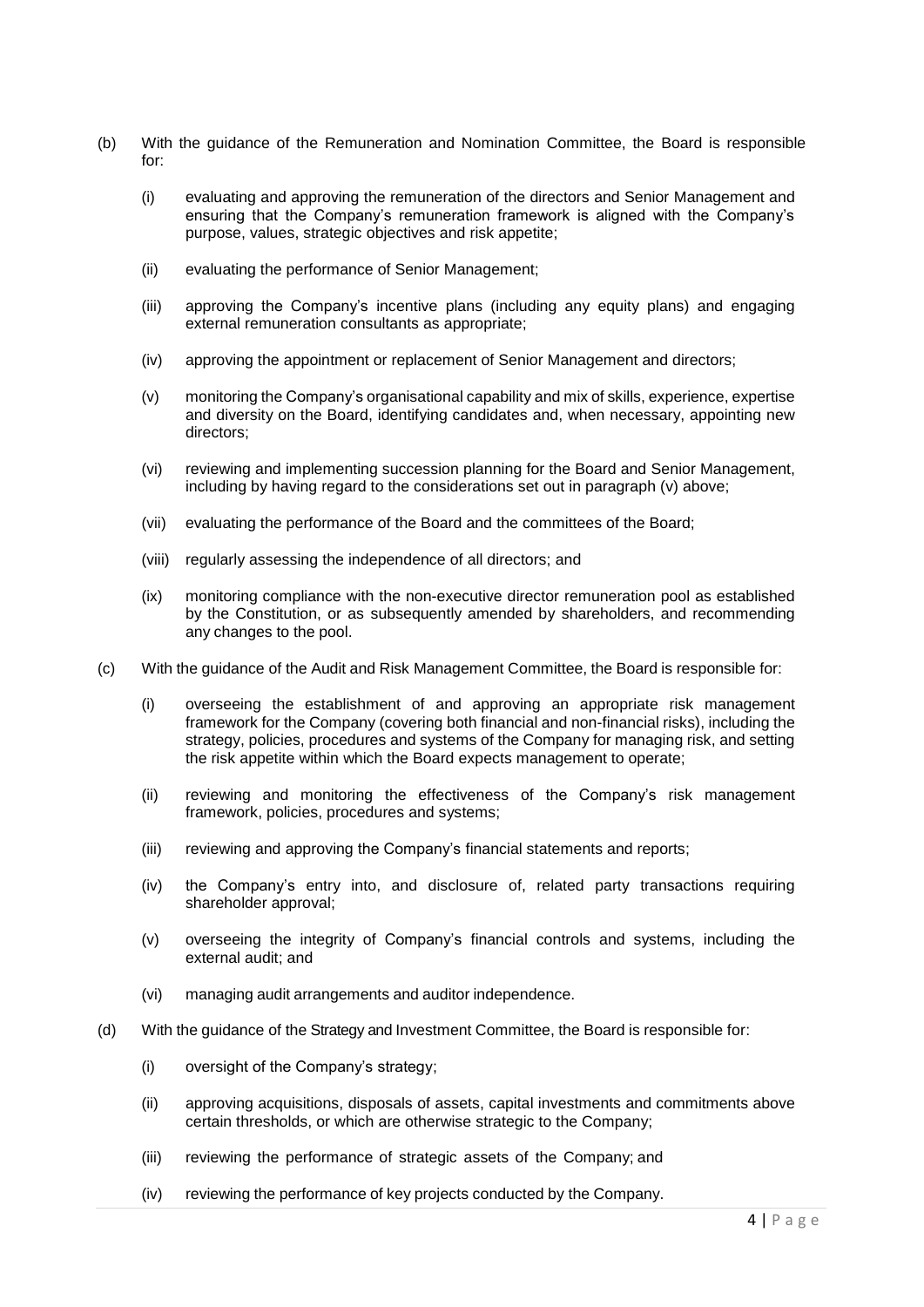(b) With the guidance of the Remuneration and Nomination Committee, the Board is responsible for:

   (i) evaluating and approving the remuneration of the directors and Senior Management and ensuring that the Company's remuneration framework is aligned with the Company's purpose, values, strategic objectives and risk appetite;

   (ii) evaluating the performance of Senior Management;

   (iii) approving the Company's incentive plans (including any equity plans) and engaging external remuneration consultants as appropriate;

   (iv) approving the appointment or replacement of Senior Management and directors;

   (v) monitoring the Company's organisational capability and mix of skills, experience, expertise and diversity on the Board, identifying candidates and, when necessary, appointing new directors;

   (vi) reviewing and implementing succession planning for the Board and Senior Management, including by having regard to the considerations set out in paragraph (v) above;

   (vii) evaluating the performance of the Board and the committees of the Board;

   (viii) regularly assessing the independence of all directors; and

   (ix) monitoring compliance with the non-executive director remuneration pool as established by the Constitution, or as subsequently amended by shareholders, and recommending any changes to the pool.

(c) With the guidance of the Audit and Risk Management Committee, the Board is responsible for:

   (i) overseeing the establishment of and approving an appropriate risk management framework for the Company (covering both financial and non-financial risks), including the strategy, policies, procedures and systems of the Company for managing risk, and setting the risk appetite within which the Board expects management to operate;

   (ii) reviewing and monitoring the effectiveness of the Company's risk management framework, policies, procedures and systems;

   (iii) reviewing and approving the Company's financial statements and reports;

   (iv) the Company's entry into, and disclosure of, related party transactions requiring shareholder approval;

   (v) overseeing the integrity of Company's financial controls and systems, including the external audit; and

   (vi) managing audit arrangements and auditor independence.

(d) With the guidance of the Strategy and Investment Committee, the Board is responsible for:

   (i) oversight of the Company's strategy;

   (ii) approving acquisitions, disposals of assets, capital investments and commitments above certain thresholds, or which are otherwise strategic to the Company;

   (iii) reviewing the performance of strategic assets of the Company; and

   (iv) reviewing the performance of key projects conducted by the Company.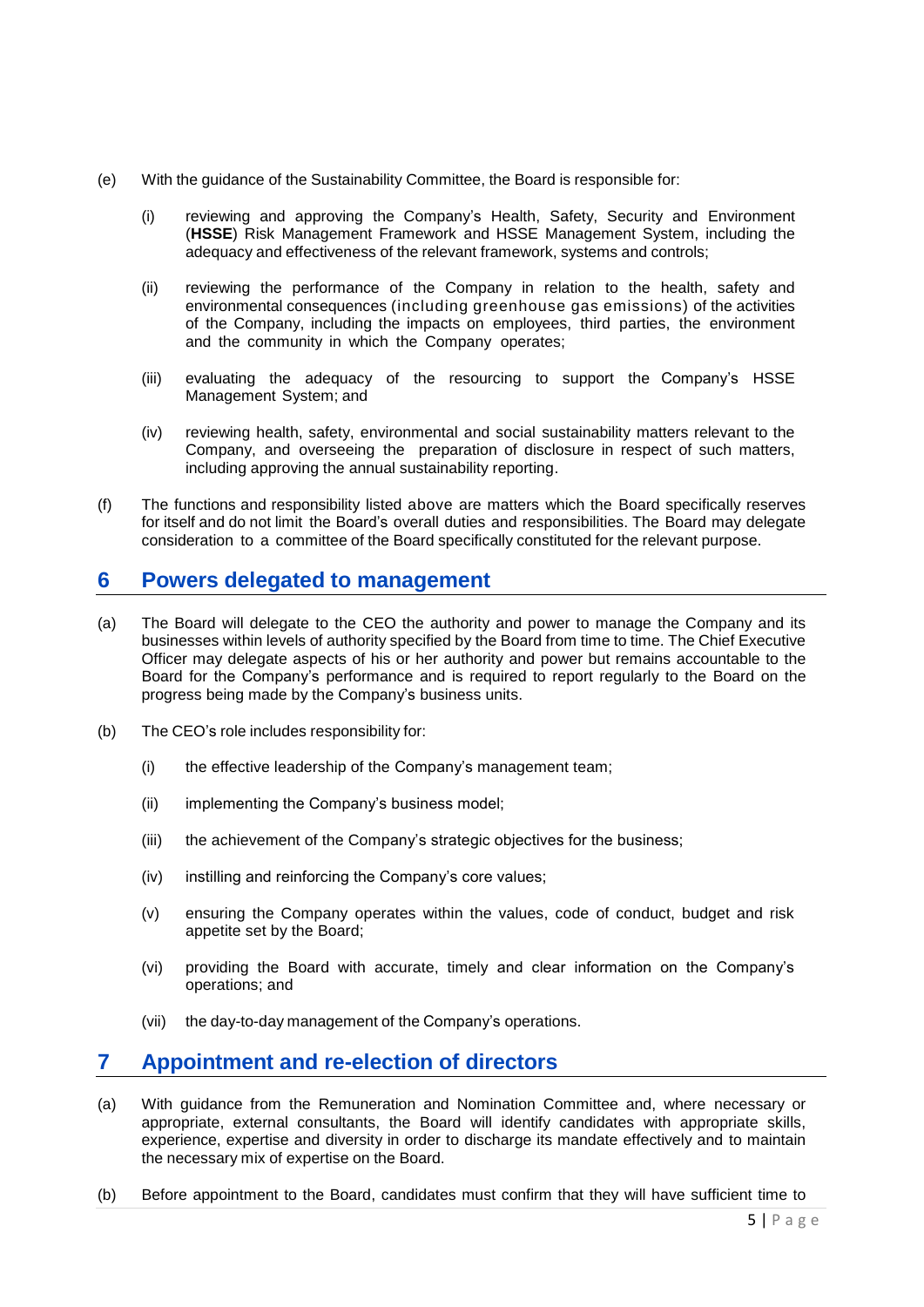(e) With the guidance of the Sustainability Committee, the Board is responsible for:

   (i) reviewing and approving the Company's Health, Safety, Security and Environment (**HSSE**) Risk Management Framework and HSSE Management System, including the adequacy and effectiveness of the relevant framework, systems and controls;

   (ii) reviewing the performance of the Company in relation to the health, safety and environmental consequences (including greenhouse gas emissions) of the activities of the Company, including the impacts on employees, third parties, the environment and the community in which the Company operates;

   (iii) evaluating the adequacy of the resourcing to support the Company's HSSE Management System; and

   (iv) reviewing health, safety, environmental and social sustainability matters relevant to the Company, and overseeing the preparation of disclosure in respect of such matters, including approving the annual sustainability reporting.

(f) The functions and responsibility listed above are matters which the Board specifically reserves for itself and do not limit the Board's overall duties and responsibilities. The Board may delegate consideration to a committee of the Board specifically constituted for the relevant purpose.

## 6 Powers delegated to management

(a) The Board will delegate to the CEO the authority and power to manage the Company and its businesses within levels of authority specified by the Board from time to time. The Chief Executive Officer may delegate aspects of his or her authority and power but remains accountable to the Board for the Company's performance and is required to report regularly to the Board on the progress being made by the Company's business units.

(b) The CEO's role includes responsibility for:

   (i) the effective leadership of the Company's management team;

   (ii) implementing the Company's business model;

   (iii) the achievement of the Company's strategic objectives for the business;

   (iv) instilling and reinforcing the Company's core values;

   (v) ensuring the Company operates within the values, code of conduct, budget and risk appetite set by the Board;

   (vi) providing the Board with accurate, timely and clear information on the Company's operations; and

   (vii) the day-to-day management of the Company's operations.

## 7 Appointment and re-election of directors

(a) With guidance from the Remuneration and Nomination Committee and, where necessary or appropriate, external consultants, the Board will identify candidates with appropriate skills, experience, expertise and diversity in order to discharge its mandate effectively and to maintain the necessary mix of expertise on the Board.

(b) Before appointment to the Board, candidates must confirm that they will have sufficient time to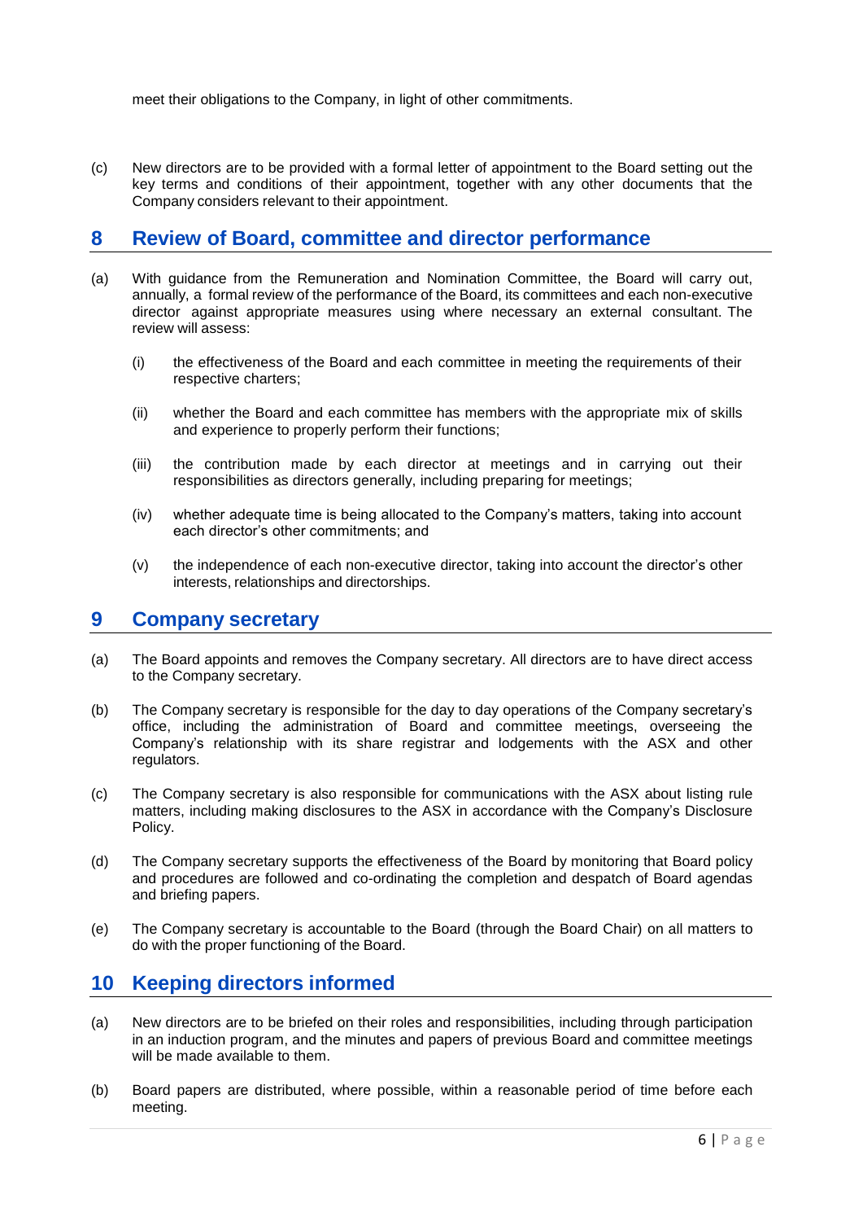meet their obligations to the Company, in light of other commitments.

(c) New directors are to be provided with a formal letter of appointment to the Board setting out the key terms and conditions of their appointment, together with any other documents that the Company considers relevant to their appointment.

## 8 Review of Board, committee and director performance

(a) With guidance from the Remuneration and Nomination Committee, the Board will carry out, annually, a formal review of the performance of the Board, its committees and each non-executive director against appropriate measures using where necessary an external consultant. The review will assess:

  (i) the effectiveness of the Board and each committee in meeting the requirements of their respective charters;

  (ii) whether the Board and each committee has members with the appropriate mix of skills and experience to properly perform their functions;

  (iii) the contribution made by each director at meetings and in carrying out their responsibilities as directors generally, including preparing for meetings;

  (iv) whether adequate time is being allocated to the Company's matters, taking into account each director's other commitments; and

  (v) the independence of each non-executive director, taking into account the director's other interests, relationships and directorships.

## 9 Company secretary

(a) The Board appoints and removes the Company secretary. All directors are to have direct access to the Company secretary.

(b) The Company secretary is responsible for the day to day operations of the Company secretary's office, including the administration of Board and committee meetings, overseeing the Company's relationship with its share registrar and lodgements with the ASX and other regulators.

(c) The Company secretary is also responsible for communications with the ASX about listing rule matters, including making disclosures to the ASX in accordance with the Company's Disclosure Policy.

(d) The Company secretary supports the effectiveness of the Board by monitoring that Board policy and procedures are followed and co-ordinating the completion and despatch of Board agendas and briefing papers.

(e) The Company secretary is accountable to the Board (through the Board Chair) on all matters to do with the proper functioning of the Board.

## 10 Keeping directors informed

(a) New directors are to be briefed on their roles and responsibilities, including through participation in an induction program, and the minutes and papers of previous Board and committee meetings will be made available to them.

(b) Board papers are distributed, where possible, within a reasonable period of time before each meeting.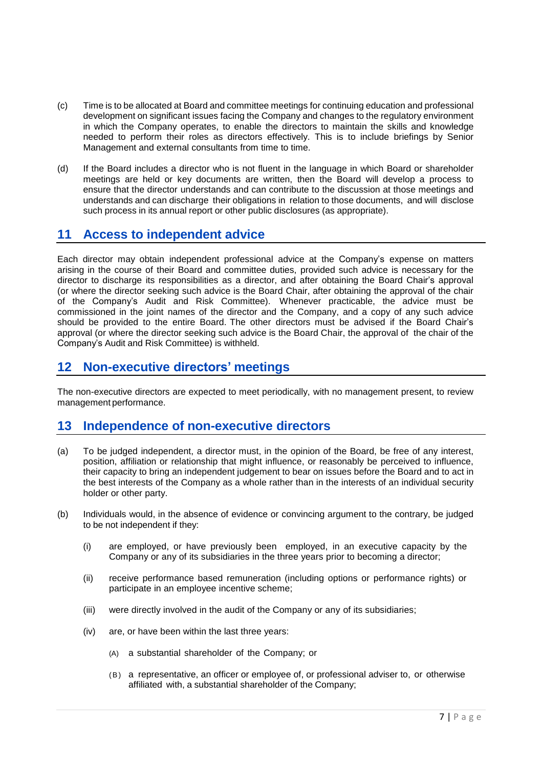(c) Time is to be allocated at Board and committee meetings for continuing education and professional development on significant issues facing the Company and changes to the regulatory environment in which the Company operates, to enable the directors to maintain the skills and knowledge needed to perform their roles as directors effectively. This is to include briefings by Senior Management and external consultants from time to time.

(d) If the Board includes a director who is not fluent in the language in which Board or shareholder meetings are held or key documents are written, then the Board will develop a process to ensure that the director understands and can contribute to the discussion at those meetings and understands and can discharge their obligations in relation to those documents, and will disclose such process in its annual report or other public disclosures (as appropriate).

## 11 Access to independent advice

Each director may obtain independent professional advice at the Company's expense on matters arising in the course of their Board and committee duties, provided such advice is necessary for the director to discharge its responsibilities as a director, and after obtaining the Board Chair's approval (or where the director seeking such advice is the Board Chair, after obtaining the approval of the chair of the Company's Audit and Risk Committee). Whenever practicable, the advice must be commissioned in the joint names of the director and the Company, and a copy of any such advice should be provided to the entire Board. The other directors must be advised if the Board Chair's approval (or where the director seeking such advice is the Board Chair, the approval of the chair of the Company's Audit and Risk Committee) is withheld.

## 12 Non-executive directors' meetings

The non-executive directors are expected to meet periodically, with no management present, to review management performance.

## 13 Independence of non-executive directors

(a) To be judged independent, a director must, in the opinion of the Board, be free of any interest, position, affiliation or relationship that might influence, or reasonably be perceived to influence, their capacity to bring an independent judgement to bear on issues before the Board and to act in the best interests of the Company as a whole rather than in the interests of an individual security holder or other party.

(b) Individuals would, in the absence of evidence or convincing argument to the contrary, be judged to be not independent if they:

   (i) are employed, or have previously been employed, in an executive capacity by the Company or any of its subsidiaries in the three years prior to becoming a director;

   (ii) receive performance based remuneration (including options or performance rights) or participate in an employee incentive scheme;

   (iii) were directly involved in the audit of the Company or any of its subsidiaries;

   (iv) are, or have been within the last three years:

      (A) a substantial shareholder of the Company; or

      (B) a representative, an officer or employee of, or professional adviser to, or otherwise affiliated with, a substantial shareholder of the Company;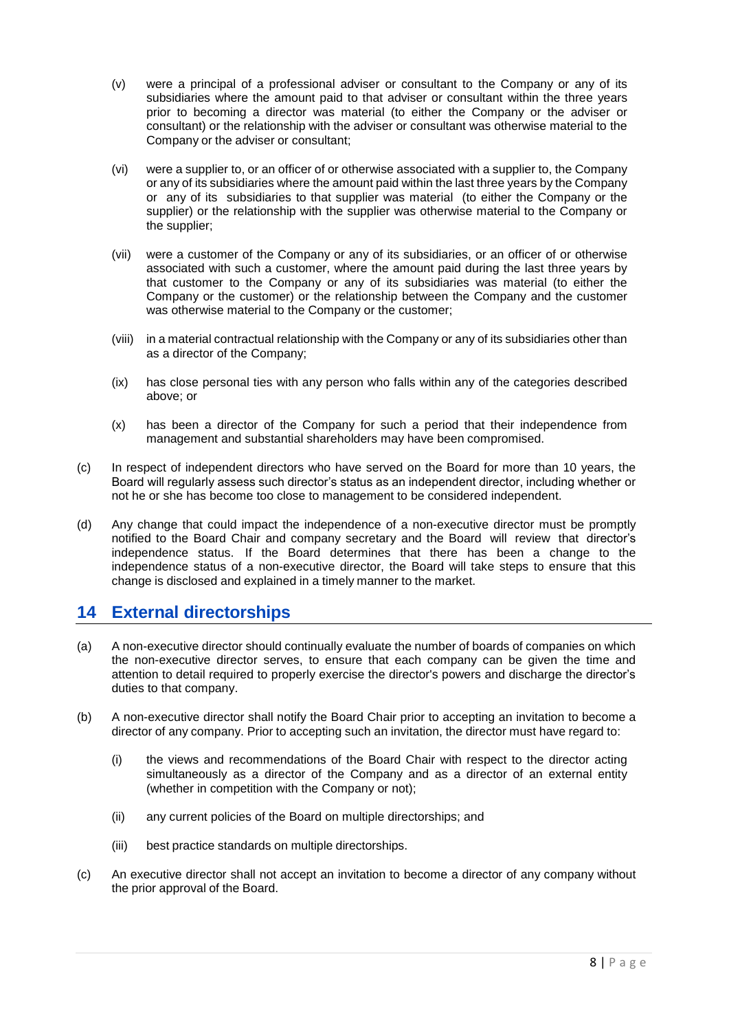(v) were a principal of a professional adviser or consultant to the Company or any of its subsidiaries where the amount paid to that adviser or consultant within the three years prior to becoming a director was material (to either the Company or the adviser or consultant) or the relationship with the adviser or consultant was otherwise material to the Company or the adviser or consultant;

(vi) were a supplier to, or an officer of or otherwise associated with a supplier to, the Company or any of its subsidiaries where the amount paid within the last three years by the Company or any of its subsidiaries to that supplier was material (to either the Company or the supplier) or the relationship with the supplier was otherwise material to the Company or the supplier;

(vii) were a customer of the Company or any of its subsidiaries, or an officer of or otherwise associated with such a customer, where the amount paid during the last three years by that customer to the Company or any of its subsidiaries was material (to either the Company or the customer) or the relationship between the Company and the customer was otherwise material to the Company or the customer;

(viii) in a material contractual relationship with the Company or any of its subsidiaries other than as a director of the Company;

(ix) has close personal ties with any person who falls within any of the categories described above; or

(x) has been a director of the Company for such a period that their independence from management and substantial shareholders may have been compromised.

(c) In respect of independent directors who have served on the Board for more than 10 years, the Board will regularly assess such director's status as an independent director, including whether or not he or she has become too close to management to be considered independent.

(d) Any change that could impact the independence of a non-executive director must be promptly notified to the Board Chair and company secretary and the Board will review that director's independence status. If the Board determines that there has been a change to the independence status of a non-executive director, the Board will take steps to ensure that this change is disclosed and explained in a timely manner to the market.

## 14 External directorships

(a) A non-executive director should continually evaluate the number of boards of companies on which the non-executive director serves, to ensure that each company can be given the time and attention to detail required to properly exercise the director's powers and discharge the director's duties to that company.

(b) A non-executive director shall notify the Board Chair prior to accepting an invitation to become a director of any company. Prior to accepting such an invitation, the director must have regard to:

(i) the views and recommendations of the Board Chair with respect to the director acting simultaneously as a director of the Company and as a director of an external entity (whether in competition with the Company or not);

(ii) any current policies of the Board on multiple directorships; and

(iii) best practice standards on multiple directorships.

(c) An executive director shall not accept an invitation to become a director of any company without the prior approval of the Board.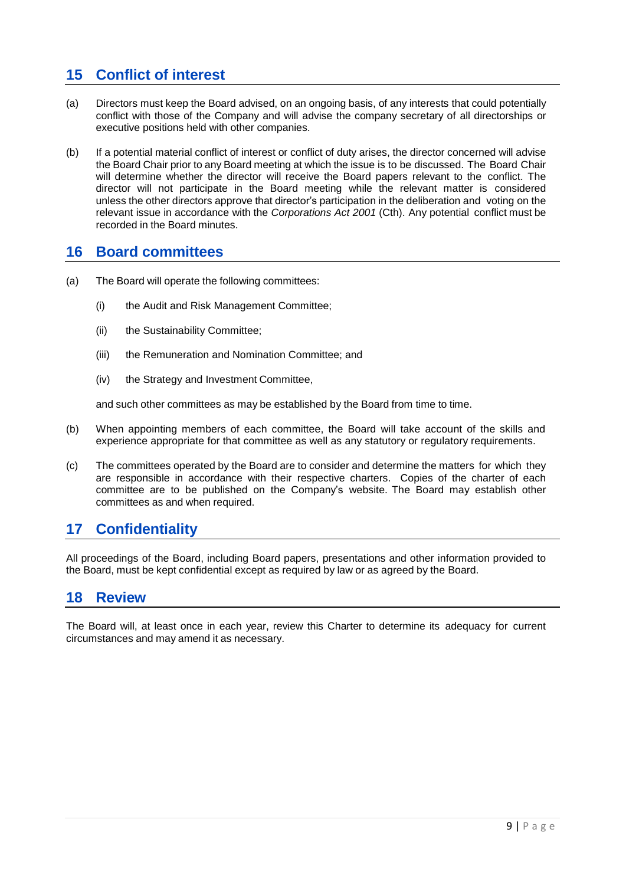## 15 Conflict of interest

(a) Directors must keep the Board advised, on an ongoing basis, of any interests that could potentially conflict with those of the Company and will advise the company secretary of all directorships or executive positions held with other companies.

(b) If a potential material conflict of interest or conflict of duty arises, the director concerned will advise the Board Chair prior to any Board meeting at which the issue is to be discussed. The Board Chair will determine whether the director will receive the Board papers relevant to the conflict. The director will not participate in the Board meeting while the relevant matter is considered unless the other directors approve that director's participation in the deliberation and voting on the relevant issue in accordance with the *Corporations Act 2001* (Cth). Any potential conflict must be recorded in the Board minutes.

## 16 Board committees

(a) The Board will operate the following committees:

   (i) the Audit and Risk Management Committee;

   (ii) the Sustainability Committee;

   (iii) the Remuneration and Nomination Committee; and

   (iv) the Strategy and Investment Committee,

   and such other committees as may be established by the Board from time to time.

(b) When appointing members of each committee, the Board will take account of the skills and experience appropriate for that committee as well as any statutory or regulatory requirements.

(c) The committees operated by the Board are to consider and determine the matters for which they are responsible in accordance with their respective charters. Copies of the charter of each committee are to be published on the Company's website. The Board may establish other committees as and when required.

## 17 Confidentiality

All proceedings of the Board, including Board papers, presentations and other information provided to the Board, must be kept confidential except as required by law or as agreed by the Board.

## 18 Review

The Board will, at least once in each year, review this Charter to determine its adequacy for current circumstances and may amend it as necessary.